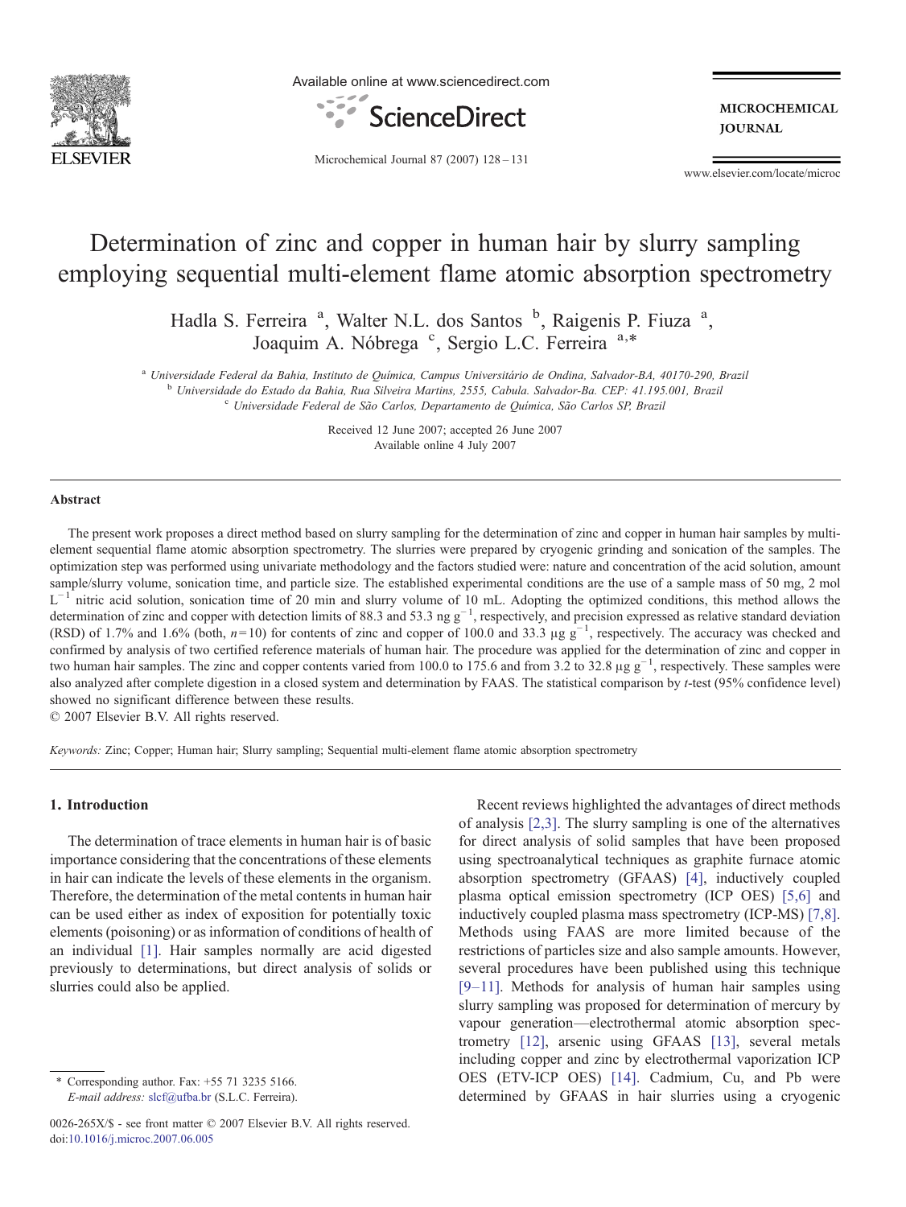# Determination of zinc and copper in human hair by slurry sampling employing sequential multi-element flame atomic absorption spectrometry

Hadla S. Ferreira [a], Walter N.L. dos Santos [b], Raigenis P. Fiuza [a], Joaquim A. Nóbrega [c], Sergio L.C. Ferreira [a,*]

[a] Universidade Federal da Bahia, Instituto de Química, Campus Universitário de Ondina, Salvador-BA, 40170-290, Brazil
[b] Universidade do Estado da Bahia, Rua Silveira Martins, 2555, Cabula. Salvador-Ba. CEP: 41.195.001, Brazil
[c] Universidade Federal de São Carlos, Departamento de Química, São Carlos SP, Brazil

Received 12 June 2007; accepted 26 June 2007
Available online 4 July 2007

## Abstract

The present work proposes a direct method based on slurry sampling for the determination of zinc and copper in human hair samples by multi-element sequential flame atomic absorption spectrometry. The slurries were prepared by cryogenic grinding and sonication of the samples. The optimization step was performed using univariate methodology and the factors studied were: nature and concentration of the acid solution, amount sample/slurry volume, sonication time, and particle size. The established experimental conditions are the use of a sample mass of 50 mg, 2 mol $L^{-1}$ nitric acid solution, sonication time of 20 min and slurry volume of 10 mL. Adopting the optimized conditions, this method allows the determination of zinc and copper with detection limits of 88.3 and 53.3 ng $g^{-1}$, respectively, and precision expressed as relative standard deviation (RSD) of 1.7% and 1.6% (both, $n=10$) for contents of zinc and copper of 100.0 and 33.3 µg $g^{-1}$, respectively. The accuracy was checked and confirmed by analysis of two certified reference materials of human hair. The procedure was applied for the determination of zinc and copper in two human hair samples. The zinc and copper contents varied from 100.0 to 175.6 and from 3.2 to 32.8 µg $g^{-1}$, respectively. These samples were also analyzed after complete digestion in a closed system and determination by FAAS. The statistical comparison by *t*-test (95% confidence level) showed no significant difference between these results.
© 2007 Elsevier B.V. All rights reserved.

*Keywords:* Zinc; Copper; Human hair; Slurry sampling; Sequential multi-element flame atomic absorption spectrometry

## 1. Introduction

The determination of trace elements in human hair is of basic importance considering that the concentrations of these elements in hair can indicate the levels of these elements in the organism. Therefore, the determination of the metal contents in human hair can be used either as index of exposition for potentially toxic elements (poisoning) or as information of conditions of health of an individual [1]. Hair samples normally are acid digested previously to determinations, but direct analysis of solids or slurries could also be applied.

Recent reviews highlighted the advantages of direct methods of analysis [2,3]. The slurry sampling is one of the alternatives for direct analysis of solid samples that have been proposed using spectroanalytical techniques as graphite furnace atomic absorption spectrometry (GFAAS) [4], inductively coupled plasma optical emission spectrometry (ICP OES) [5,6] and inductively coupled plasma mass spectrometry (ICP-MS) [7,8]. Methods using FAAS are more limited because of the restrictions of particles size and also sample amounts. However, several procedures have been published using this technique [9–11]. Methods for analysis of human hair samples using slurry sampling was proposed for determination of mercury by vapour generation—electrothermal atomic absorption spectrometry [12], arsenic using GFAAS [13], several metals including copper and zinc by electrothermal vaporization ICP OES (ETV-ICP OES) [14]. Cadmium, Cu, and Pb were determined by GFAAS in hair slurries using a cryogenic

\* Corresponding author. Fax: +55 71 3235 5166.
*E-mail address:* slcf@ufba.br (S.L.C. Ferreira).

0026-265X/$ - see front matter © 2007 Elsevier B.V. All rights reserved.
doi:10.1016/j.microc.2007.06.005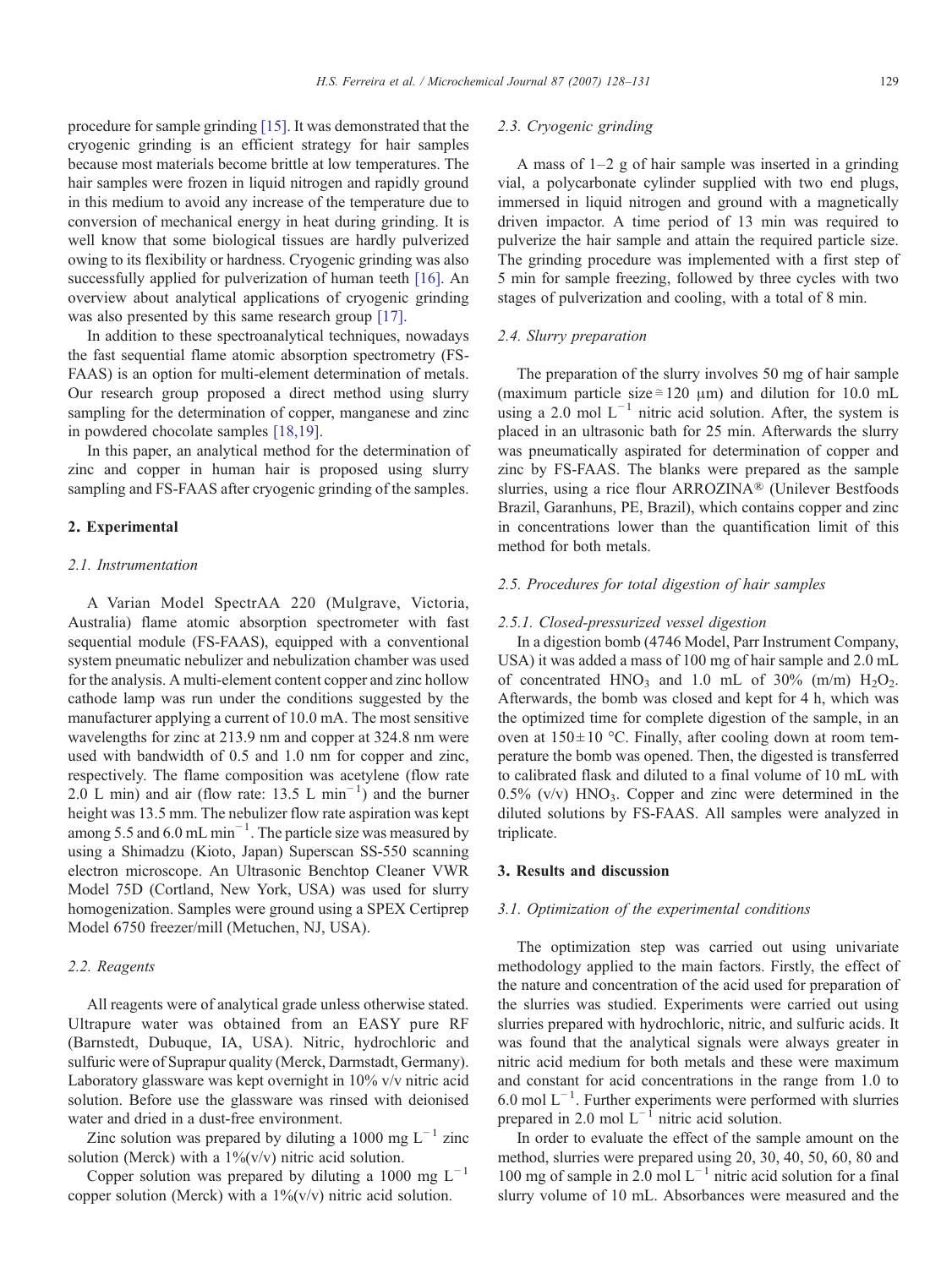procedure for sample grinding [15]. It was demonstrated that the cryogenic grinding is an efficient strategy for hair samples because most materials become brittle at low temperatures. The hair samples were frozen in liquid nitrogen and rapidly ground in this medium to avoid any increase of the temperature due to conversion of mechanical energy in heat during grinding. It is well know that some biological tissues are hardly pulverized owing to its flexibility or hardness. Cryogenic grinding was also successfully applied for pulverization of human teeth [16]. An overview about analytical applications of cryogenic grinding was also presented by this same research group [17].

In addition to these spectroanalytical techniques, nowadays the fast sequential flame atomic absorption spectrometry (FS-FAAS) is an option for multi-element determination of metals. Our research group proposed a direct method using slurry sampling for the determination of copper, manganese and zinc in powdered chocolate samples [18,19].

In this paper, an analytical method for the determination of zinc and copper in human hair is proposed using slurry sampling and FS-FAAS after cryogenic grinding of the samples.

## 2. Experimental

### 2.1. Instrumentation

A Varian Model SpectrAA 220 (Mulgrave, Victoria, Australia) flame atomic absorption spectrometer with fast sequential module (FS-FAAS), equipped with a conventional system pneumatic nebulizer and nebulization chamber was used for the analysis. A multi-element content copper and zinc hollow cathode lamp was run under the conditions suggested by the manufacturer applying a current of 10.0 mA. The most sensitive wavelengths for zinc at 213.9 nm and copper at 324.8 nm were used with bandwidth of 0.5 and 1.0 nm for copper and zinc, respectively. The flame composition was acetylene (flow rate 2.0 L min) and air (flow rate: 13.5 L $min^{-1}$) and the burner height was 13.5 mm. The nebulizer flow rate aspiration was kept among 5.5 and 6.0 mL $min^{-1}$. The particle size was measured by using a Shimadzu (Kioto, Japan) Superscan SS-550 scanning electron microscope. An Ultrasonic Benchtop Cleaner VWR Model 75D (Cortland, New York, USA) was used for slurry homogenization. Samples were ground using a SPEX Certiprep Model 6750 freezer/mill (Metuchen, NJ, USA).

### 2.2. Reagents

All reagents were of analytical grade unless otherwise stated. Ultrapure water was obtained from an EASY pure RF (Barnstedt, Dubuque, IA, USA). Nitric, hydrochloric and sulfuric were of Suprapur quality (Merck, Darmstadt, Germany). Laboratory glassware was kept overnight in 10% v/v nitric acid solution. Before use the glassware was rinsed with deionised water and dried in a dust-free environment.

Zinc solution was prepared by diluting a 1000 mg $L^{-1}$ zinc solution (Merck) with a 1%(v/v) nitric acid solution.

Copper solution was prepared by diluting a 1000 mg $L^{-1}$ copper solution (Merck) with a 1%(v/v) nitric acid solution.

### 2.3. Cryogenic grinding

A mass of 1–2 g of hair sample was inserted in a grinding vial, a polycarbonate cylinder supplied with two end plugs, immersed in liquid nitrogen and ground with a magnetically driven impactor. A time period of 13 min was required to pulverize the hair sample and attain the required particle size. The grinding procedure was implemented with a first step of 5 min for sample freezing, followed by three cycles with two stages of pulverization and cooling, with a total of 8 min.

### 2.4. Slurry preparation

The preparation of the slurry involves 50 mg of hair sample (maximum particle size ≅ 120 μm) and dilution for 10.0 mL using a 2.0 mol $L^{-1}$ nitric acid solution. After, the system is placed in an ultrasonic bath for 25 min. Afterwards the slurry was pneumatically aspirated for determination of copper and zinc by FS-FAAS. The blanks were prepared as the sample slurries, using a rice flour ARROZINA® (Unilever Bestfoods Brazil, Garanhuns, PE, Brazil), which contains copper and zinc in concentrations lower than the quantification limit of this method for both metals.

### 2.5. Procedures for total digestion of hair samples

#### 2.5.1. Closed-pressurized vessel digestion

In a digestion bomb (4746 Model, Parr Instrument Company, USA) it was added a mass of 100 mg of hair sample and 2.0 mL of concentrated $HNO_3$ and 1.0 mL of 30% (m/m) $H_2O_2$. Afterwards, the bomb was closed and kept for 4 h, which was the optimized time for complete digestion of the sample, in an oven at 150 ± 10 °C. Finally, after cooling down at room temperature the bomb was opened. Then, the digested is transferred to calibrated flask and diluted to a final volume of 10 mL with 0.5% (v/v) $HNO_3$. Copper and zinc were determined in the diluted solutions by FS-FAAS. All samples were analyzed in triplicate.

## 3. Results and discussion

### 3.1. Optimization of the experimental conditions

The optimization step was carried out using univariate methodology applied to the main factors. Firstly, the effect of the nature and concentration of the acid used for preparation of the slurries was studied. Experiments were carried out using slurries prepared with hydrochloric, nitric, and sulfuric acids. It was found that the analytical signals were always greater in nitric acid medium for both metals and these were maximum and constant for acid concentrations in the range from 1.0 to 6.0 mol $L^{-1}$. Further experiments were performed with slurries prepared in 2.0 mol $L^{-1}$ nitric acid solution.

In order to evaluate the effect of the sample amount on the method, slurries were prepared using 20, 30, 40, 50, 60, 80 and 100 mg of sample in 2.0 mol $L^{-1}$ nitric acid solution for a final slurry volume of 10 mL. Absorbances were measured and the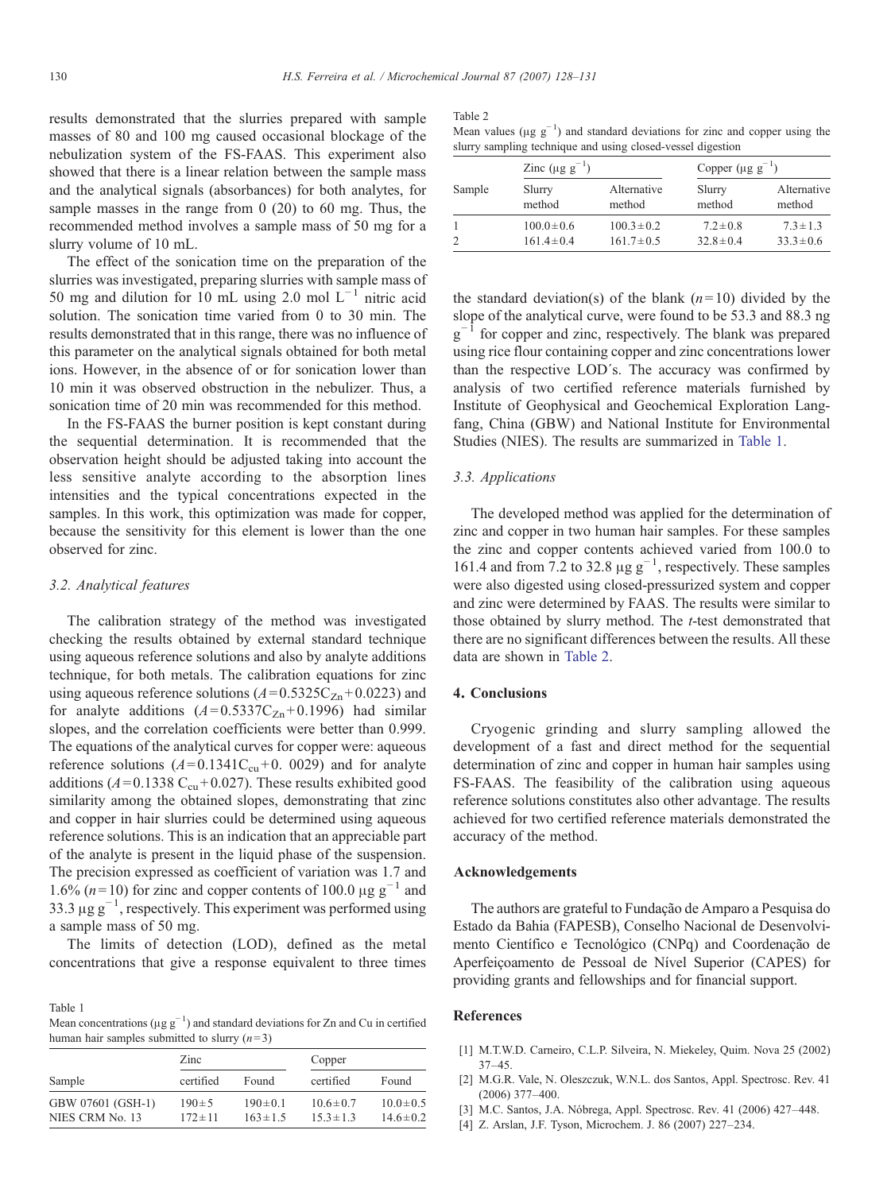results demonstrated that the slurries prepared with sample masses of 80 and 100 mg caused occasional blockage of the nebulization system of the FS-FAAS. This experiment also showed that there is a linear relation between the sample mass and the analytical signals (absorbances) for both analytes, for sample masses in the range from 0 (20) to 60 mg. Thus, the recommended method involves a sample mass of 50 mg for a slurry volume of 10 mL.

The effect of the sonication time on the preparation of the slurries was investigated, preparing slurries with sample mass of 50 mg and dilution for 10 mL using 2.0 mol $L^{-1}$ nitric acid solution. The sonication time varied from 0 to 30 min. The results demonstrated that in this range, there was no influence of this parameter on the analytical signals obtained for both metal ions. However, in the absence of or for sonication lower than 10 min it was observed obstruction in the nebulizer. Thus, a sonication time of 20 min was recommended for this method.

In the FS-FAAS the burner position is kept constant during the sequential determination. It is recommended that the observation height should be adjusted taking into account the less sensitive analyte according to the absorption lines intensities and the typical concentrations expected in the samples. In this work, this optimization was made for copper, because the sensitivity for this element is lower than the one observed for zinc.

### *3.2. Analytical features*

The calibration strategy of the method was investigated checking the results obtained by external standard technique using aqueous reference solutions and also by analyte additions technique, for both metals. The calibration equations for zinc using aqueous reference solutions ($A = 0.5325C_{Zn} + 0.0223$) and for analyte additions ($A = 0.5337C_{Zn} + 0.1996$) had similar slopes, and the correlation coefficients were better than 0.999. The equations of the analytical curves for copper were: aqueous reference solutions ($A = 0.1341C_{cu} + 0.0029$) and for analyte additions ($A = 0.1338\ C_{cu} + 0.027$). These results exhibited good similarity among the obtained slopes, demonstrating that zinc and copper in hair slurries could be determined using aqueous reference solutions. This is an indication that an appreciable part of the analyte is present in the liquid phase of the suspension. The precision expressed as coefficient of variation was 1.7 and 1.6% ($n = 10$) for zinc and copper contents of 100.0 μg $g^{-1}$ and 33.3 μg $g^{-1}$, respectively. This experiment was performed using a sample mass of 50 mg.

The limits of detection (LOD), defined as the metal concentrations that give a response equivalent to three times the standard deviation(s) of the blank ($n = 10$) divided by the slope of the analytical curve, were found to be 53.3 and 88.3 ng $g^{-1}$ for copper and zinc, respectively. The blank was prepared using rice flour containing copper and zinc concentrations lower than the respective LOD´s. The accuracy was confirmed by analysis of two certified reference materials furnished by Institute of Geophysical and Geochemical Exploration Langfang, China (GBW) and National Institute for Environmental Studies (NIES). The results are summarized in Table 1.

Table 1
Mean concentrations (μg $g^{-1}$) and standard deviations for Zn and Cu in certified human hair samples submitted to slurry ($n = 3$)

| Sample | Zinc | | Copper | |
|---|---|---|---|---|
| | certified | Found | certified | Found |
| GBW 07601 (GSH-1) | 190 ± 5 | 190 ± 0.1 | 10.6 ± 0.7 | 10.0 ± 0.5 |
| NIES CRM No. 13 | 172 ± 11 | 163 ± 1.5 | 15.3 ± 1.3 | 14.6 ± 0.2 |

Table 2
Mean values (μg $g^{-1}$) and standard deviations for zinc and copper using the slurry sampling technique and using closed-vessel digestion

| Sample | Zinc (μg $g^{-1}$) | | Copper (μg $g^{-1}$) | |
|---|---|---|---|---|
| | Slurry method | Alternative method | Slurry method | Alternative method |
| 1 | 100.0 ± 0.6 | 100.3 ± 0.2 | 7.2 ± 0.8 | 7.3 ± 1.3 |
| 2 | 161.4 ± 0.4 | 161.7 ± 0.5 | 32.8 ± 0.4 | 33.3 ± 0.6 |

### *3.3. Applications*

The developed method was applied for the determination of zinc and copper in two human hair samples. For these samples the zinc and copper contents achieved varied from 100.0 to 161.4 and from 7.2 to 32.8 μg $g^{-1}$, respectively. These samples were also digested using closed-pressurized system and copper and zinc were determined by FAAS. The results were similar to those obtained by slurry method. The *t*-test demonstrated that there are no significant differences between the results. All these data are shown in Table 2.

## 4. Conclusions

Cryogenic grinding and slurry sampling allowed the development of a fast and direct method for the sequential determination of zinc and copper in human hair samples using FS-FAAS. The feasibility of the calibration using aqueous reference solutions constitutes also other advantage. The results achieved for two certified reference materials demonstrated the accuracy of the method.

## Acknowledgements

The authors are grateful to Fundação de Amparo a Pesquisa do Estado da Bahia (FAPESB), Conselho Nacional de Desenvolvimento Científico e Tecnológico (CNPq) and Coordenação de Aperfeiçoamento de Pessoal de Nível Superior (CAPES) for providing grants and fellowships and for financial support.

## References

[1] M.T.W.D. Carneiro, C.L.P. Silveira, N. Miekeley, Quim. Nova 25 (2002) 37–45.
[2] M.G.R. Vale, N. Oleszczuk, W.N.L. dos Santos, Appl. Spectrosc. Rev. 41 (2006) 377–400.
[3] M.C. Santos, J.A. Nóbrega, Appl. Spectrosc. Rev. 41 (2006) 427–448.
[4] Z. Arslan, J.F. Tyson, Microchem. J. 86 (2007) 227–234.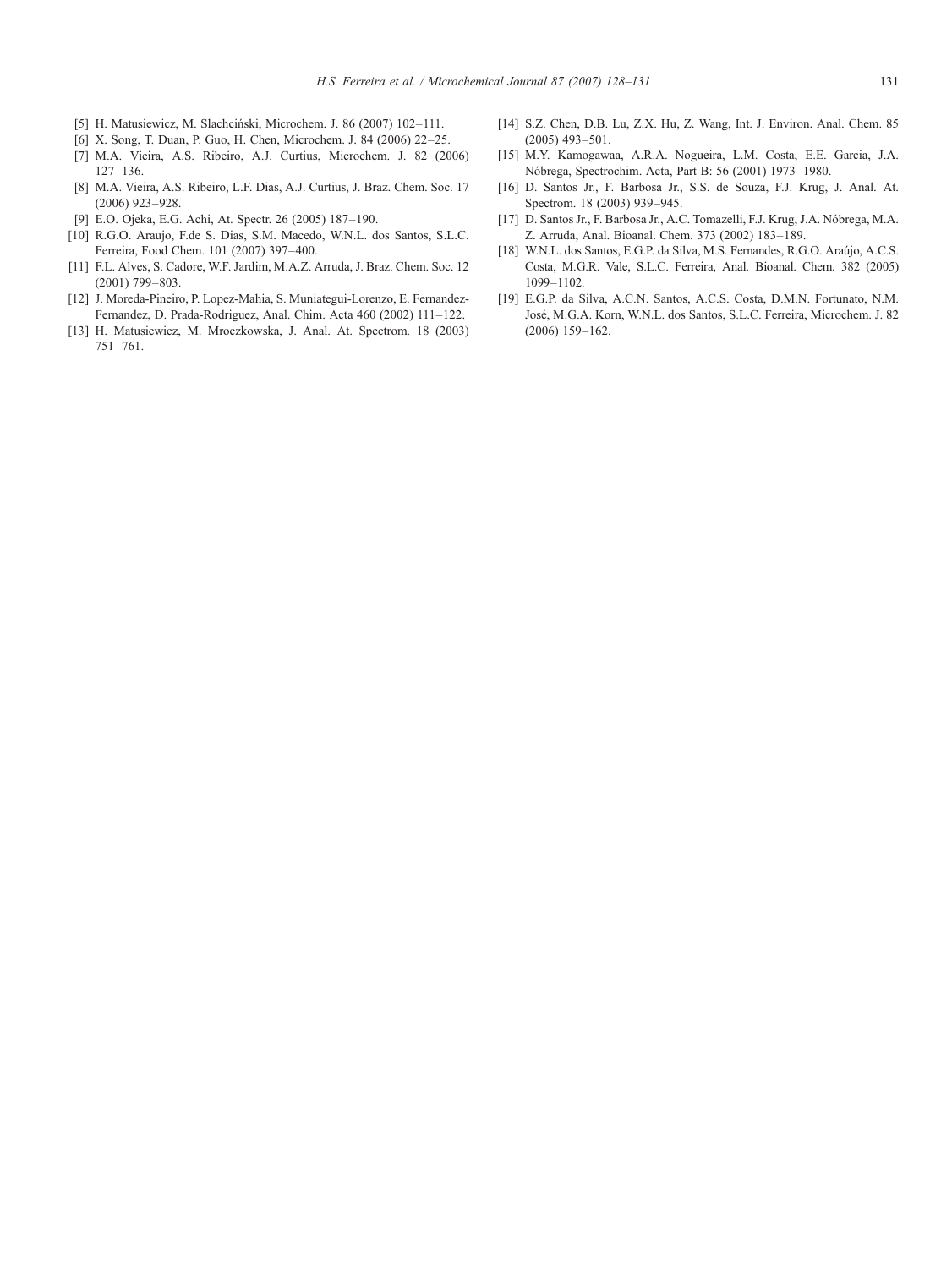[5] H. Matusiewicz, M. Slachciński, Microchem. J. 86 (2007) 102–111.

[6] X. Song, T. Duan, P. Guo, H. Chen, Microchem. J. 84 (2006) 22–25.

[7] M.A. Vieira, A.S. Ribeiro, A.J. Curtius, Microchem. J. 82 (2006) 127–136.

[8] M.A. Vieira, A.S. Ribeiro, L.F. Dias, A.J. Curtius, J. Braz. Chem. Soc. 17 (2006) 923–928.

[9] E.O. Ojeka, E.G. Achi, At. Spectr. 26 (2005) 187–190.

[10] R.G.O. Araujo, F.de S. Dias, S.M. Macedo, W.N.L. dos Santos, S.L.C. Ferreira, Food Chem. 101 (2007) 397–400.

[11] F.L. Alves, S. Cadore, W.F. Jardim, M.A.Z. Arruda, J. Braz. Chem. Soc. 12 (2001) 799–803.

[12] J. Moreda-Pineiro, P. Lopez-Mahia, S. Muniategui-Lorenzo, E. Fernandez-Fernandez, D. Prada-Rodriguez, Anal. Chim. Acta 460 (2002) 111–122.

[13] H. Matusiewicz, M. Mroczkowska, J. Anal. At. Spectrom. 18 (2003) 751–761.

[14] S.Z. Chen, D.B. Lu, Z.X. Hu, Z. Wang, Int. J. Environ. Anal. Chem. 85 (2005) 493–501.

[15] M.Y. Kamogawaa, A.R.A. Nogueira, L.M. Costa, E.E. Garcia, J.A. Nóbrega, Spectrochim. Acta, Part B: 56 (2001) 1973–1980.

[16] D. Santos Jr., F. Barbosa Jr., S.S. de Souza, F.J. Krug, J. Anal. At. Spectrom. 18 (2003) 939–945.

[17] D. Santos Jr., F. Barbosa Jr., A.C. Tomazelli, F.J. Krug, J.A. Nóbrega, M.A. Z. Arruda, Anal. Bioanal. Chem. 373 (2002) 183–189.

[18] W.N.L. dos Santos, E.G.P. da Silva, M.S. Fernandes, R.G.O. Araújo, A.C.S. Costa, M.G.R. Vale, S.L.C. Ferreira, Anal. Bioanal. Chem. 382 (2005) 1099–1102.

[19] E.G.P. da Silva, A.C.N. Santos, A.C.S. Costa, D.M.N. Fortunato, N.M. José, M.G.A. Korn, W.N.L. dos Santos, S.L.C. Ferreira, Microchem. J. 82 (2006) 159–162.